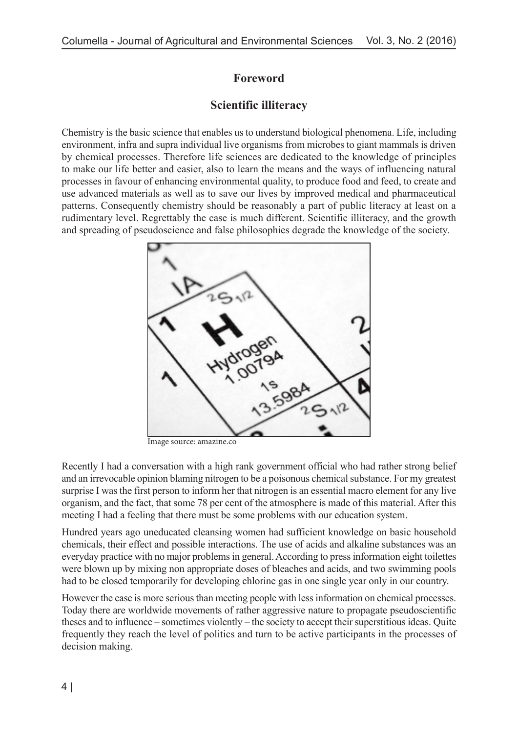# Foreword

## Scientific illiteracy

Chemistry is the basic science that enables us to understand biological phenomena. Life, including environment, infra and supra individual live organisms from microbes to giant mammals is driven by chemical processes. Therefore life sciences are dedicated to the knowledge of principles to make our life better and easier, also to learn the means and the ways of influencing natural processes in favour of enhancing environmental quality, to produce food and feed, to create and use advanced materials as well as to save our lives by improved medical and pharmaceutical patterns. Consequently chemistry should be reasonably a part of public literacy at least on a rudimentary level. Regrettably the case is much different. Scientific illiteracy, and the growth and spreading of pseudoscience and false philosophies degrade the knowledge of the society.

Image source: amazine.co

Recently I had a conversation with a high rank government official who had rather strong belief and an irrevocable opinion blaming nitrogen to be a poisonous chemical substance. For my greatest surprise I was the first person to inform her that nitrogen is an essential macro element for any live organism, and the fact, that some 78 per cent of the atmosphere is made of this material. After this meeting I had a feeling that there must be some problems with our education system.

Hundred years ago uneducated cleansing women had sufficient knowledge on basic household chemicals, their effect and possible interactions. The use of acids and alkaline substances was an everyday practice with no major problems in general. According to press information eight toilettes were blown up by mixing non appropriate doses of bleaches and acids, and two swimming pools had to be closed temporarily for developing chlorine gas in one single year only in our country.

However the case is more serious than meeting people with less information on chemical processes. Today there are worldwide movements of rather aggressive nature to propagate pseudoscientific theses and to influence – sometimes violently – the society to accept their superstitious ideas. Quite frequently they reach the level of politics and turn to be active participants in the processes of decision making.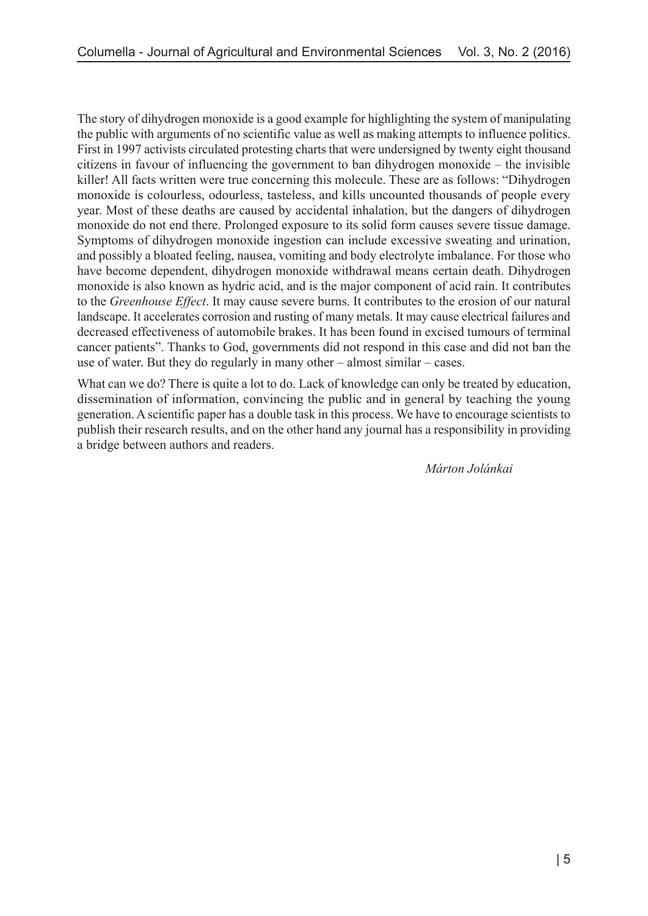The story of dihydrogen monoxide is a good example for highlighting the system of manipulating the public with arguments of no scientific value as well as making attempts to influence politics. First in 1997 activists circulated protesting charts that were undersigned by twenty eight thousand citizens in favour of influencing the government to ban dihydrogen monoxide – the invisible killer! All facts written were true concerning this molecule. These are as follows: "Dihydrogen monoxide is colourless, odourless, tasteless, and kills uncounted thousands of people every year. Most of these deaths are caused by accidental inhalation, but the dangers of dihydrogen monoxide do not end there. Prolonged exposure to its solid form causes severe tissue damage. Symptoms of dihydrogen monoxide ingestion can include excessive sweating and urination, and possibly a bloated feeling, nausea, vomiting and body electrolyte imbalance. For those who have become dependent, dihydrogen monoxide withdrawal means certain death. Dihydrogen monoxide is also known as hydric acid, and is the major component of acid rain. It contributes to the *Greenhouse Effect*. It may cause severe burns. It contributes to the erosion of our natural landscape. It accelerates corrosion and rusting of many metals. It may cause electrical failures and decreased effectiveness of automobile brakes. It has been found in excised tumours of terminal cancer patients". Thanks to God, governments did not respond in this case and did not ban the use of water. But they do regularly in many other – almost similar – cases.

What can we do? There is quite a lot to do. Lack of knowledge can only be treated by education, dissemination of information, convincing the public and in general by teaching the young generation. A scientific paper has a double task in this process. We have to encourage scientists to publish their research results, and on the other hand any journal has a responsibility in providing a bridge between authors and readers.

*Márton Jolánkai*